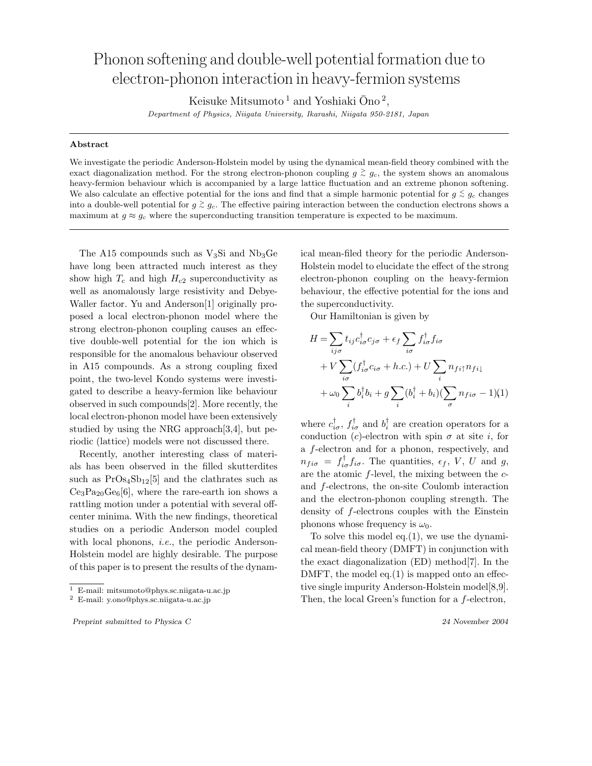# Phonon softening and double-well potential formation due to electron-phonon interaction in heavy-fermion systems

Keisuke Mitsumoto [1] and Yoshiaki Ōno [2],

*Department of Physics, Niigata University, Ikarashi, Niigata 950-2181, Japan*

## Abstract

We investigate the periodic Anderson-Holstein model by using the dynamical mean-field theory combined with the exact diagonalization method. For the strong electron-phonon coupling $g \gtrsim g_c$, the system shows an anomalous heavy-fermion behaviour which is accompanied by a large lattice fluctuation and an extreme phonon softening. We also calculate an effective potential for the ions and find that a simple harmonic potential for $g \lesssim g_c$ changes into a double-well potential for $g \gtrsim g_c$. The effective pairing interaction between the conduction electrons shows a maximum at $g \approx g_c$ where the superconducting transition temperature is expected to be maximum.

---

The A15 compounds such as $V_3Si$ and $Nb_3Ge$ have long been attracted much interest as they show high $T_c$ and high $H_{c2}$ superconductivity as well as anomalously large resistivity and Debye-Waller factor. Yu and Anderson[1] originally proposed a local electron-phonon model where the strong electron-phonon coupling causes an effective double-well potential for the ion which is responsible for the anomalous behaviour observed in A15 compounds. As a strong coupling fixed point, the two-level Kondo systems were investigated to describe a heavy-fermion like behaviour observed in such compounds[2]. More recently, the local electron-phonon model have been extensively studied by using the NRG approach[3,4], but periodic (lattice) models were not discussed there.

Recently, another interesting class of materials has been observed in the filled skutterdites such as $PrOs_4Sb_{12}$[5] and the clathrates such as $Ce_3Pa_{20}Ge_6$[6], where the rare-earth ion shows a rattling motion under a potential with several off-center minima. With the new findings, theoretical studies on a periodic Anderson model coupled with local phonons, *i.e.*, the periodic Anderson-Holstein model are highly desirable. The purpose of this paper is to present the results of the dynamical mean-filed theory for the periodic Anderson-Holstein model to elucidate the effect of the strong electron-phonon coupling on the heavy-fermion behaviour, the effective potential for the ions and the superconductivity.

Our Hamiltonian is given by

$$
\begin{aligned}
H = &\sum_{ij\sigma} t_{ij} c^\dagger_{i\sigma} c_{j\sigma} + \epsilon_f \sum_{i\sigma} f^\dagger_{i\sigma} f_{i\sigma} \\
&+ V \sum_{i\sigma} (f^\dagger_{i\sigma} c_{i\sigma} + h.c.) + U \sum_i n_{fi\uparrow} n_{fi\downarrow} \\
&+ \omega_0 \sum_i b^\dagger_i b_i + g \sum_i (b^\dagger_i + b_i)(\sum_\sigma n_{fi\sigma} - 1) \quad (1)
\end{aligned}
$$

where $c^\dagger_{i\sigma}$, $f^\dagger_{i\sigma}$ and $b^\dagger_i$ are creation operators for a conduction ($c$)-electron with spin $\sigma$ at site $i$, for a $f$-electron and for a phonon, respectively, and $n_{fi\sigma} = f^\dagger_{i\sigma} f_{i\sigma}$. The quantities, $\epsilon_f$, $V$, $U$ and $g$, are the atomic $f$-level, the mixing between the $c$- and $f$-electrons, the on-site Coulomb interaction and the electron-phonon coupling strength. The density of $f$-electrons couples with the Einstein phonons whose frequency is $\omega_0$.

To solve this model eq.(1), we use the dynamical mean-field theory (DMFT) in conjunction with the exact diagonalization (ED) method[7]. In the DMFT, the model eq.(1) is mapped onto an effective single impurity Anderson-Holstein model[8,9]. Then, the local Green's function for a $f$-electron,

---

[1] E-mail: mitsumoto@phys.sc.niigata-u.ac.jp

[2] E-mail: y.ono@phys.sc.niigata-u.ac.jp

*Preprint submitted to Physica C* — *24 November 2004*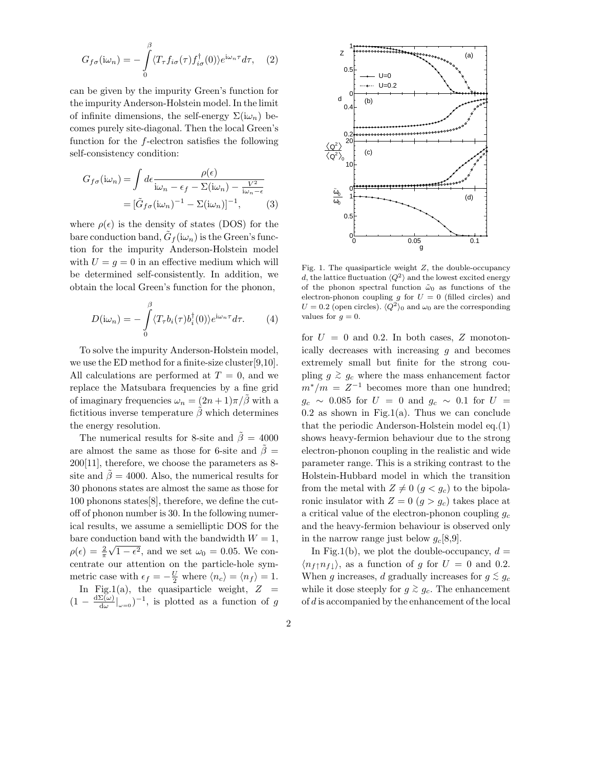$$G_{f\sigma}(\mathrm{i}\omega_n) = -\int_0^\beta \langle T_\tau f_{i\sigma}(\tau) f_{i\sigma}^\dagger(0)\rangle e^{\mathrm{i}\omega_n\tau} d\tau, \quad (2)$$

can be given by the impurity Green's function for the impurity Anderson-Holstein model. In the limit of infinite dimensions, the self-energy $\Sigma(\mathrm{i}\omega_n)$ becomes purely site-diagonal. Then the local Green's function for the $f$-electron satisfies the following self-consistency condition:

$$\begin{aligned} G_{f\sigma}(\mathrm{i}\omega_n) &= \int d\epsilon \frac{\rho(\epsilon)}{\mathrm{i}\omega_n - \epsilon_f - \Sigma(\mathrm{i}\omega_n) - \frac{V^2}{\mathrm{i}\omega_n - \epsilon}} \\ &= [\tilde{G}_{f\sigma}(\mathrm{i}\omega_n)^{-1} - \Sigma(\mathrm{i}\omega_n)]^{-1}, \end{aligned} \quad (3)$$

where $\rho(\epsilon)$ is the density of states (DOS) for the bare conduction band, $\tilde{G}_f(\mathrm{i}\omega_n)$ is the Green's function for the impurity Anderson-Holstein model with $U = g = 0$ in an effective medium which will be determined self-consistently. In addition, we obtain the local Green's function for the phonon,

$$D(\mathrm{i}\omega_n) = -\int_0^\beta \langle T_\tau b_i(\tau) b_i^\dagger(0)\rangle e^{\mathrm{i}\omega_n\tau} d\tau. \quad (4)$$

To solve the impurity Anderson-Holstein model, we use the ED method for a finite-size cluster[9,10]. All calculations are performed at $T = 0$, and we replace the Matsubara frequencies by a fine grid of imaginary frequencies $\omega_n = (2n+1)\pi/\tilde{\beta}$ with a fictitious inverse temperature $\tilde{\beta}$ which determines the energy resolution.

The numerical results for 8-site and $\tilde{\beta} = 4000$ are almost the same as those for 6-site and $\tilde{\beta} = 200$[11], therefore, we choose the parameters as 8-site and $\tilde{\beta} = 4000$. Also, the numerical results for 30 phonons states are almost the same as those for 100 phonons states[8], therefore, we define the cutoff of phonon number is 30. In the following numerical results, we assume a semielliptic DOS for the bare conduction band with the bandwidth $W = 1$, $\rho(\epsilon) = \frac{2}{\pi}\sqrt{1-\epsilon^2}$, and we set $\omega_0 = 0.05$. We concentrate our attention on the particle-hole symmetric case with $\epsilon_f = -\frac{U}{2}$ where $\langle n_c\rangle = \langle n_f\rangle = 1$.

In Fig.1(a), the quasiparticle weight, $Z = (1 - \frac{\mathrm{d}\Sigma(\omega)}{\mathrm{d}\omega}|_{\omega=0})^{-1}$, is plotted as a function of $g$ for $U = 0$ and 0.2. In both cases, $Z$ monotonically decreases with increasing $g$ and becomes extremely small but finite for the strong coupling $g \gtrsim g_c$ where the mass enhancement factor $m^*/m = Z^{-1}$ becomes more than one hundred; $g_c \sim 0.085$ for $U = 0$ and $g_c \sim 0.1$ for $U = 0.2$ as shown in Fig.1(a). Thus we can conclude that the periodic Anderson-Holstein model eq.(1) shows heavy-fermion behaviour due to the strong electron-phonon coupling in the realistic and wide parameter range. This is a striking contrast to the Holstein-Hubbard model in which the transition from the metal with $Z \neq 0$ ($g < g_c$) to the bipolaronic insulator with $Z = 0$ ($g > g_c$) takes place at a critical value of the electron-phonon coupling $g_c$ and the heavy-fermion behaviour is observed only in the narrow range just below $g_c$[8,9].

Z
(a)
U=0
U=0.2
d
(b)
$\frac{\langle Q^2\rangle}{\langle Q^2\rangle_0}$
(c)
$\frac{\tilde{\omega}_0}{\omega_0}$
(d)
g

Fig. 1. The quasiparticle weight $Z$, the double-occupancy $d$, the lattice fluctuation $\langle Q^2\rangle$ and the lowest excited energy of the phonon spectral function $\tilde{\omega}_0$ as functions of the electron-phonon coupling $g$ for $U = 0$ (filled circles) and $U = 0.2$ (open circles). $\langle Q^2\rangle_0$ and $\omega_0$ are the corresponding values for $g = 0$.

In Fig.1(b), we plot the double-occupancy, $d = \langle n_{f\uparrow} n_{f\downarrow}\rangle$, as a function of $g$ for $U = 0$ and 0.2. When $g$ increases, $d$ gradually increases for $g \lesssim g_c$ while it dose steeply for $g \gtrsim g_c$. The enhancement of $d$ is accompanied by the enhancement of the local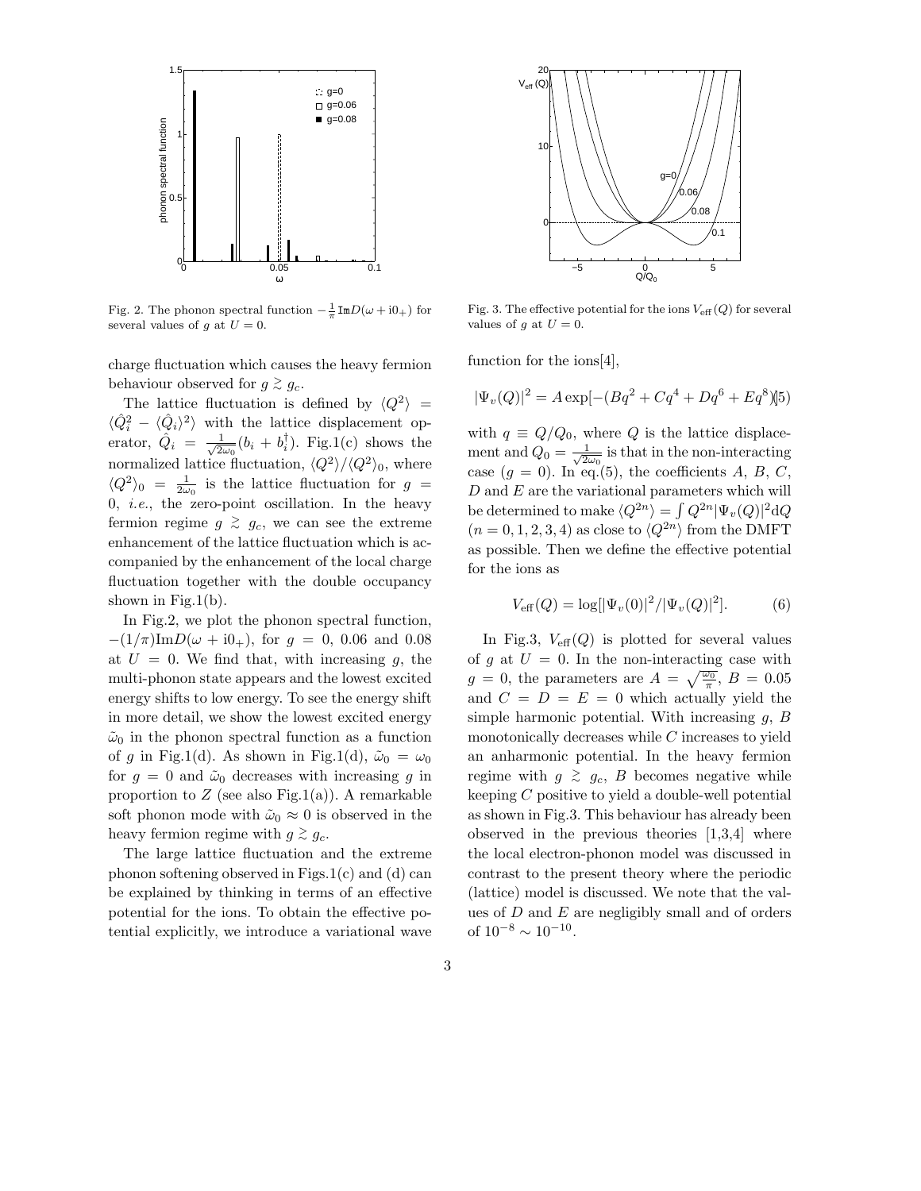1.5

phonon spectral function

1

0.5

0

0 0.05 0.1

ω

g=0

g=0.06

g=0.08

Fig. 2. The phonon spectral function $-\frac{1}{\pi}\mathrm{Im}D(\omega + \mathrm{i}0_+)$ for several values of $g$ at $U = 0$.

20

$V_{\rm eff}$ (Q)

10

0

−5 0 5

Q/Q$_0$

g=0

0.06

0.08

0.1

Fig. 3. The effective potential for the ions $V_{\rm eff}(Q)$ for several values of $g$ at $U = 0$.

charge fluctuation which causes the heavy fermion behaviour observed for $g \gtrsim g_c$.

The lattice fluctuation is defined by $\langle Q^2 \rangle = \langle \hat{Q}_i^2 - \langle \hat{Q}_i \rangle^2 \rangle$ with the lattice displacement operator, $\hat{Q}_i = \frac{1}{\sqrt{2\omega_0}}(b_i + b_i^\dagger)$. Fig.1(c) shows the normalized lattice fluctuation, $\langle Q^2 \rangle / \langle Q^2 \rangle_0$, where $\langle Q^2 \rangle_0 = \frac{1}{2\omega_0}$ is the lattice fluctuation for $g = 0$, *i.e.*, the zero-point oscillation. In the heavy fermion regime $g \gtrsim g_c$, we can see the extreme enhancement of the lattice fluctuation which is accompanied by the enhancement of the local charge fluctuation together with the double occupancy shown in Fig.1(b).

In Fig.2, we plot the phonon spectral function, $-(1/\pi)\mathrm{Im}D(\omega + \mathrm{i}0_+)$, for $g = 0$, 0.06 and 0.08 at $U = 0$. We find that, with increasing $g$, the multi-phonon state appears and the lowest excited energy shifts to low energy. To see the energy shift in more detail, we show the lowest excited energy $\tilde{\omega}_0$ in the phonon spectral function as a function of $g$ in Fig.1(d). As shown in Fig.1(d), $\tilde{\omega}_0 = \omega_0$ for $g = 0$ and $\tilde{\omega}_0$ decreases with increasing $g$ in proportion to $Z$ (see also Fig.1(a)). A remarkable soft phonon mode with $\tilde{\omega}_0 \approx 0$ is observed in the heavy fermion regime with $g \gtrsim g_c$.

The large lattice fluctuation and the extreme phonon softening observed in Figs.1(c) and (d) can be explained by thinking in terms of an effective potential for the ions. To obtain the effective potential explicitly, we introduce a variational wave function for the ions[4],

$$|\Psi_v(Q)|^2 = A \exp[-(Bq^2 + Cq^4 + Dq^6 + Eq^8)] \quad (5)$$

with $q \equiv Q/Q_0$, where $Q$ is the lattice displacement and $Q_0 = \frac{1}{\sqrt{2\omega_0}}$ is that in the non-interacting case ($g = 0$). In eq.(5), the coefficients $A$, $B$, $C$, $D$ and $E$ are the variational parameters which will be determined to make $\langle Q^{2n} \rangle = \int Q^{2n} |\Psi_v(Q)|^2 \mathrm{d}Q$ ($n = 0, 1, 2, 3, 4$) as close to $\langle Q^{2n} \rangle$ from the DMFT as possible. Then we define the effective potential for the ions as

$$V_{\rm eff}(Q) = \log[|\Psi_v(0)|^2 / |\Psi_v(Q)|^2]. \quad (6)$$

In Fig.3, $V_{\rm eff}(Q)$ is plotted for several values of $g$ at $U = 0$. In the non-interacting case with $g = 0$, the parameters are $A = \sqrt{\frac{\omega_0}{\pi}}$, $B = 0.05$ and $C = D = E = 0$ which actually yield the simple harmonic potential. With increasing $g$, $B$ monotonically decreases while $C$ increases to yield an anharmonic potential. In the heavy fermion regime with $g \gtrsim g_c$, $B$ becomes negative while keeping $C$ positive to yield a double-well potential as shown in Fig.3. This behaviour has already been observed in the previous theories [1,3,4] where the local electron-phonon model was discussed in contrast to the present theory where the periodic (lattice) model is discussed. We note that the values of $D$ and $E$ are negligibly small and of orders of $10^{-8} \sim 10^{-10}$.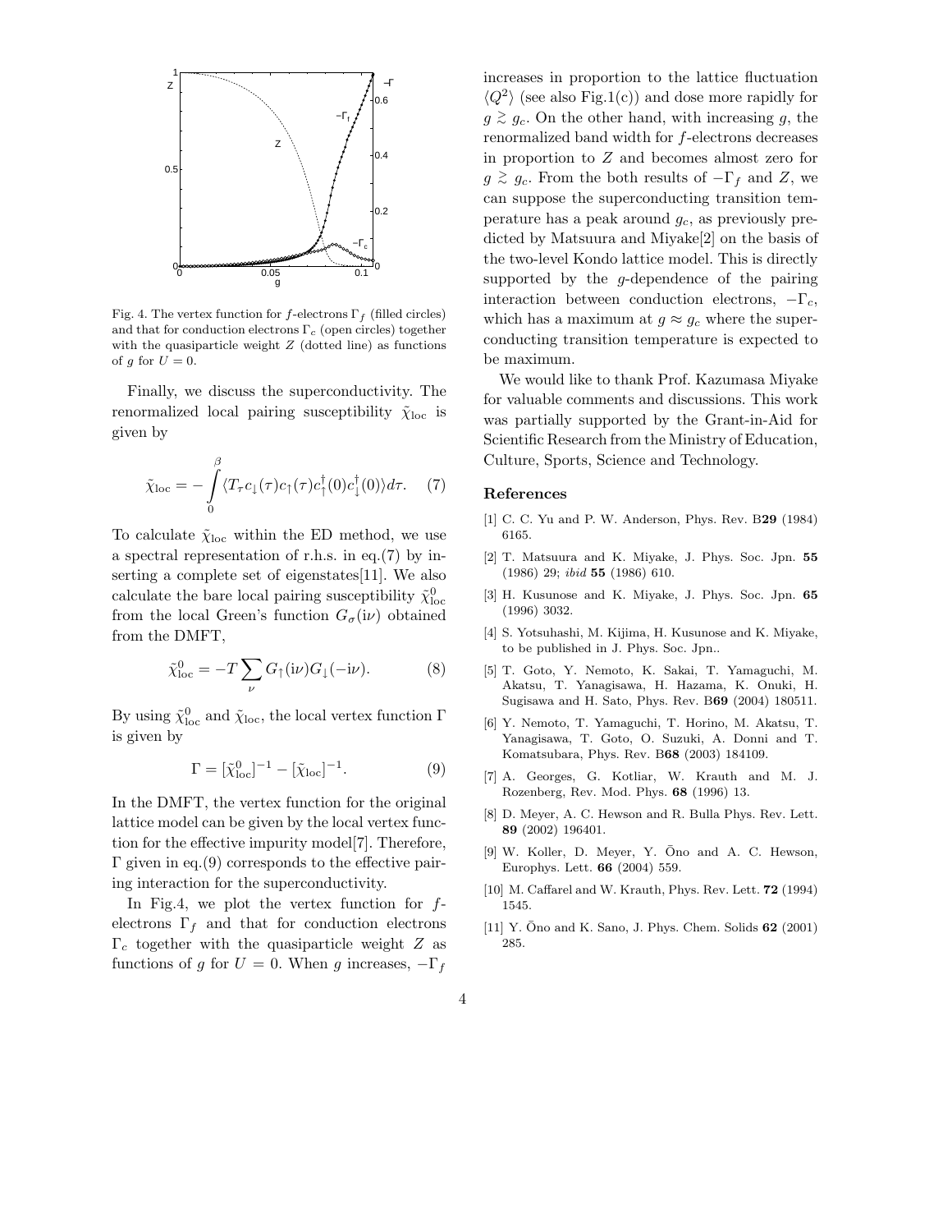1
Z
0.5
0
0
0.05
0.1
g
Z
−Γ
0.6
0.4
0.2
0
$-\Gamma_f$
$-\Gamma_c$

Fig. 4. The vertex function for $f$-electrons $\Gamma_f$ (filled circles) and that for conduction electrons $\Gamma_c$ (open circles) together with the quasiparticle weight $Z$ (dotted line) as functions of $g$ for $U = 0$.

Finally, we discuss the superconductivity. The renormalized local pairing susceptibility $\tilde{\chi}_{\rm loc}$ is given by

$$\tilde{\chi}_{\rm loc} = -\int_0^\beta \langle T_\tau c_\downarrow(\tau) c_\uparrow(\tau) c_\uparrow^\dagger(0) c_\downarrow^\dagger(0)\rangle d\tau. \quad (7)$$

To calculate $\tilde{\chi}_{\rm loc}$ within the ED method, we use a spectral representation of r.h.s. in eq.(7) by inserting a complete set of eigenstates[11]. We also calculate the bare local pairing susceptibility $\tilde{\chi}_{\rm loc}^0$ from the local Green's function $G_\sigma({\rm i}\nu)$ obtained from the DMFT,

$$\tilde{\chi}_{\rm loc}^0 = -T\sum_\nu G_\uparrow({\rm i}\nu) G_\downarrow(-{\rm i}\nu). \quad (8)$$

By using $\tilde{\chi}_{\rm loc}^0$ and $\tilde{\chi}_{\rm loc}$, the local vertex function $\Gamma$ is given by

$$\Gamma = [\tilde{\chi}_{\rm loc}^0]^{-1} - [\tilde{\chi}_{\rm loc}]^{-1}. \quad (9)$$

In the DMFT, the vertex function for the original lattice model can be given by the local vertex function for the effective impurity model[7]. Therefore, $\Gamma$ given in eq.(9) corresponds to the effective pairing interaction for the superconductivity.

In Fig.4, we plot the vertex function for $f$-electrons $\Gamma_f$ and that for conduction electrons $\Gamma_c$ together with the quasiparticle weight $Z$ as functions of $g$ for $U = 0$. When $g$ increases, $-\Gamma_f$ increases in proportion to the lattice fluctuation $\langle Q^2\rangle$ (see also Fig.1(c)) and dose more rapidly for $g \gtrsim g_c$. On the other hand, with increasing $g$, the renormalized band width for $f$-electrons decreases in proportion to $Z$ and becomes almost zero for $g \gtrsim g_c$. From the both results of $-\Gamma_f$ and $Z$, we can suppose the superconducting transition temperature has a peak around $g_c$, as previously predicted by Matsuura and Miyake[2] on the basis of the two-level Kondo lattice model. This is directly supported by the $g$-dependence of the pairing interaction between conduction electrons, $-\Gamma_c$, which has a maximum at $g \approx g_c$ where the superconducting transition temperature is expected to be maximum.

We would like to thank Prof. Kazumasa Miyake for valuable comments and discussions. This work was partially supported by the Grant-in-Aid for Scientific Research from the Ministry of Education, Culture, Sports, Science and Technology.

## References

[1] C. C. Yu and P. W. Anderson, Phys. Rev. B**29** (1984) 6165.

[2] T. Matsuura and K. Miyake, J. Phys. Soc. Jpn. **55** (1986) 29; *ibid* **55** (1986) 610.

[3] H. Kusunose and K. Miyake, J. Phys. Soc. Jpn. **65** (1996) 3032.

[4] S. Yotsuhashi, M. Kijima, H. Kusunose and K. Miyake, to be published in J. Phys. Soc. Jpn..

[5] T. Goto, Y. Nemoto, K. Sakai, T. Yamaguchi, M. Akatsu, T. Yanagisawa, H. Hazama, K. Onuki, H. Sugisawa and H. Sato, Phys. Rev. B**69** (2004) 180511.

[6] Y. Nemoto, T. Yamaguchi, T. Horino, M. Akatsu, T. Yanagisawa, T. Goto, O. Suzuki, A. Donni and T. Komatsubara, Phys. Rev. B**68** (2003) 184109.

[7] A. Georges, G. Kotliar, W. Krauth and M. J. Rozenberg, Rev. Mod. Phys. **68** (1996) 13.

[8] D. Meyer, A. C. Hewson and R. Bulla Phys. Rev. Lett. **89** (2002) 196401.

[9] W. Koller, D. Meyer, Y. Ōno and A. C. Hewson, Europhys. Lett. **66** (2004) 559.

[10] M. Caffarel and W. Krauth, Phys. Rev. Lett. **72** (1994) 1545.

[11] Y. Ōno and K. Sano, J. Phys. Chem. Solids **62** (2001) 285.